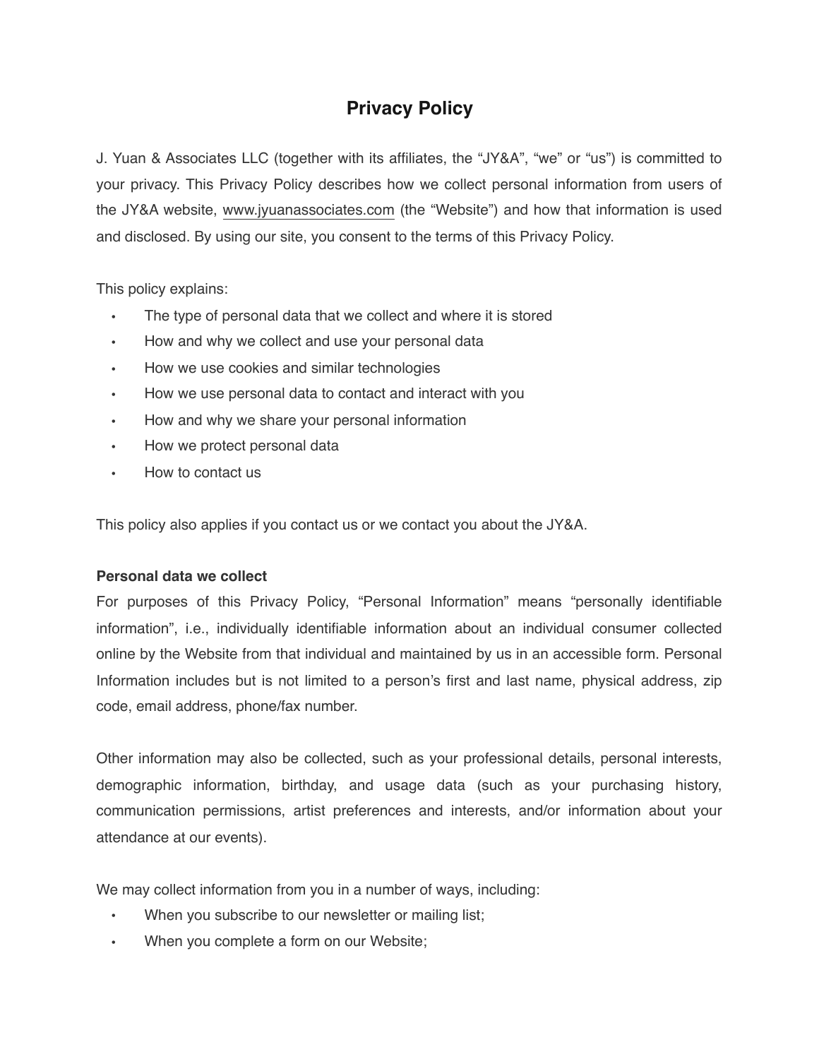# Privacy Policy

J. Yuan & Associates LLC (together with its affiliates, the "JY&A", "we" or "us") is committed to your privacy. This Privacy Policy describes how we collect personal information from users of the JY&A website, www.jyuanassociates.com (the "Website") and how that information is used and disclosed. By using our site, you consent to the terms of this Privacy Policy.

This policy explains:

- The type of personal data that we collect and where it is stored
- How and why we collect and use your personal data
- How we use cookies and similar technologies
- How we use personal data to contact and interact with you
- How and why we share your personal information
- How we protect personal data
- How to contact us

This policy also applies if you contact us or we contact you about the JY&A.

**Personal data we collect**

For purposes of this Privacy Policy, "Personal Information" means "personally identifiable information", i.e., individually identifiable information about an individual consumer collected online by the Website from that individual and maintained by us in an accessible form. Personal Information includes but is not limited to a person's first and last name, physical address, zip code, email address, phone/fax number.

Other information may also be collected, such as your professional details, personal interests, demographic information, birthday, and usage data (such as your purchasing history, communication permissions, artist preferences and interests, and/or information about your attendance at our events).

We may collect information from you in a number of ways, including:

- When you subscribe to our newsletter or mailing list;
- When you complete a form on our Website;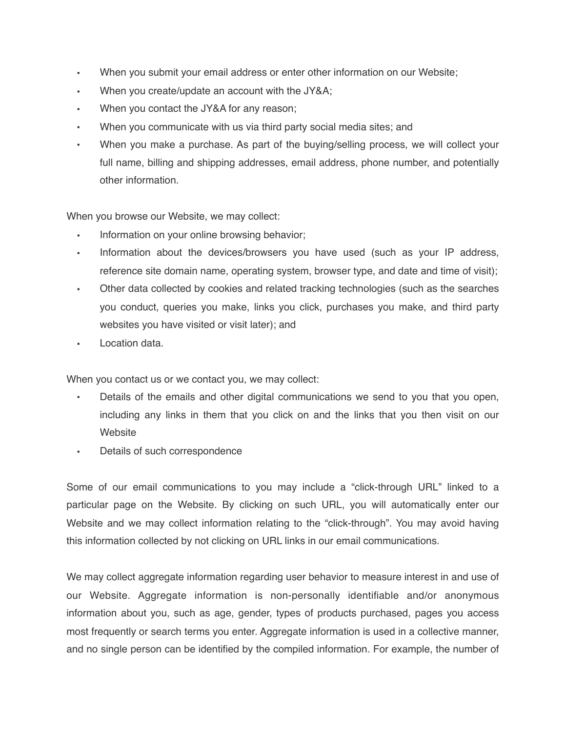- When you submit your email address or enter other information on our Website;
- When you create/update an account with the JY&A;
- When you contact the JY&A for any reason;
- When you communicate with us via third party social media sites; and
- When you make a purchase. As part of the buying/selling process, we will collect your full name, billing and shipping addresses, email address, phone number, and potentially other information.

When you browse our Website, we may collect:

- Information on your online browsing behavior;
- Information about the devices/browsers you have used (such as your IP address, reference site domain name, operating system, browser type, and date and time of visit);
- Other data collected by cookies and related tracking technologies (such as the searches you conduct, queries you make, links you click, purchases you make, and third party websites you have visited or visit later); and
- Location data.

When you contact us or we contact you, we may collect:

- Details of the emails and other digital communications we send to you that you open, including any links in them that you click on and the links that you then visit on our Website
- Details of such correspondence

Some of our email communications to you may include a "click-through URL" linked to a particular page on the Website. By clicking on such URL, you will automatically enter our Website and we may collect information relating to the "click-through". You may avoid having this information collected by not clicking on URL links in our email communications.

We may collect aggregate information regarding user behavior to measure interest in and use of our Website. Aggregate information is non-personally identifiable and/or anonymous information about you, such as age, gender, types of products purchased, pages you access most frequently or search terms you enter. Aggregate information is used in a collective manner, and no single person can be identified by the compiled information. For example, the number of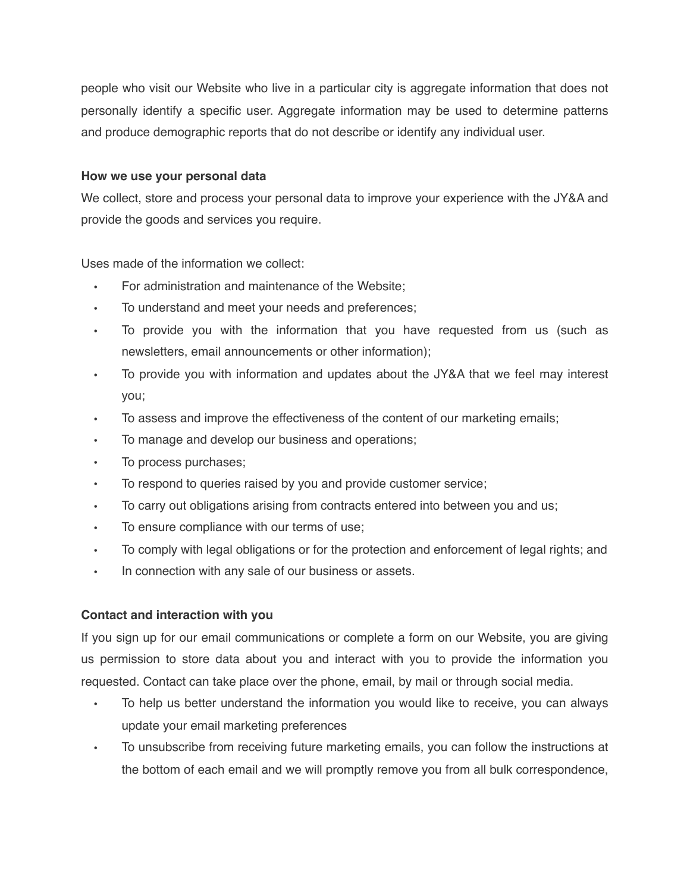people who visit our Website who live in a particular city is aggregate information that does not personally identify a specific user. Aggregate information may be used to determine patterns and produce demographic reports that do not describe or identify any individual user.

**How we use your personal data**

We collect, store and process your personal data to improve your experience with the JY&A and provide the goods and services you require.

Uses made of the information we collect:

- For administration and maintenance of the Website;
- To understand and meet your needs and preferences;
- To provide you with the information that you have requested from us (such as newsletters, email announcements or other information);
- To provide you with information and updates about the JY&A that we feel may interest you;
- To assess and improve the effectiveness of the content of our marketing emails;
- To manage and develop our business and operations;
- To process purchases;
- To respond to queries raised by you and provide customer service;
- To carry out obligations arising from contracts entered into between you and us;
- To ensure compliance with our terms of use;
- To comply with legal obligations or for the protection and enforcement of legal rights; and
- In connection with any sale of our business or assets.

**Contact and interaction with you**

If you sign up for our email communications or complete a form on our Website, you are giving us permission to store data about you and interact with you to provide the information you requested. Contact can take place over the phone, email, by mail or through social media.

- To help us better understand the information you would like to receive, you can always update your email marketing preferences
- To unsubscribe from receiving future marketing emails, you can follow the instructions at the bottom of each email and we will promptly remove you from all bulk correspondence,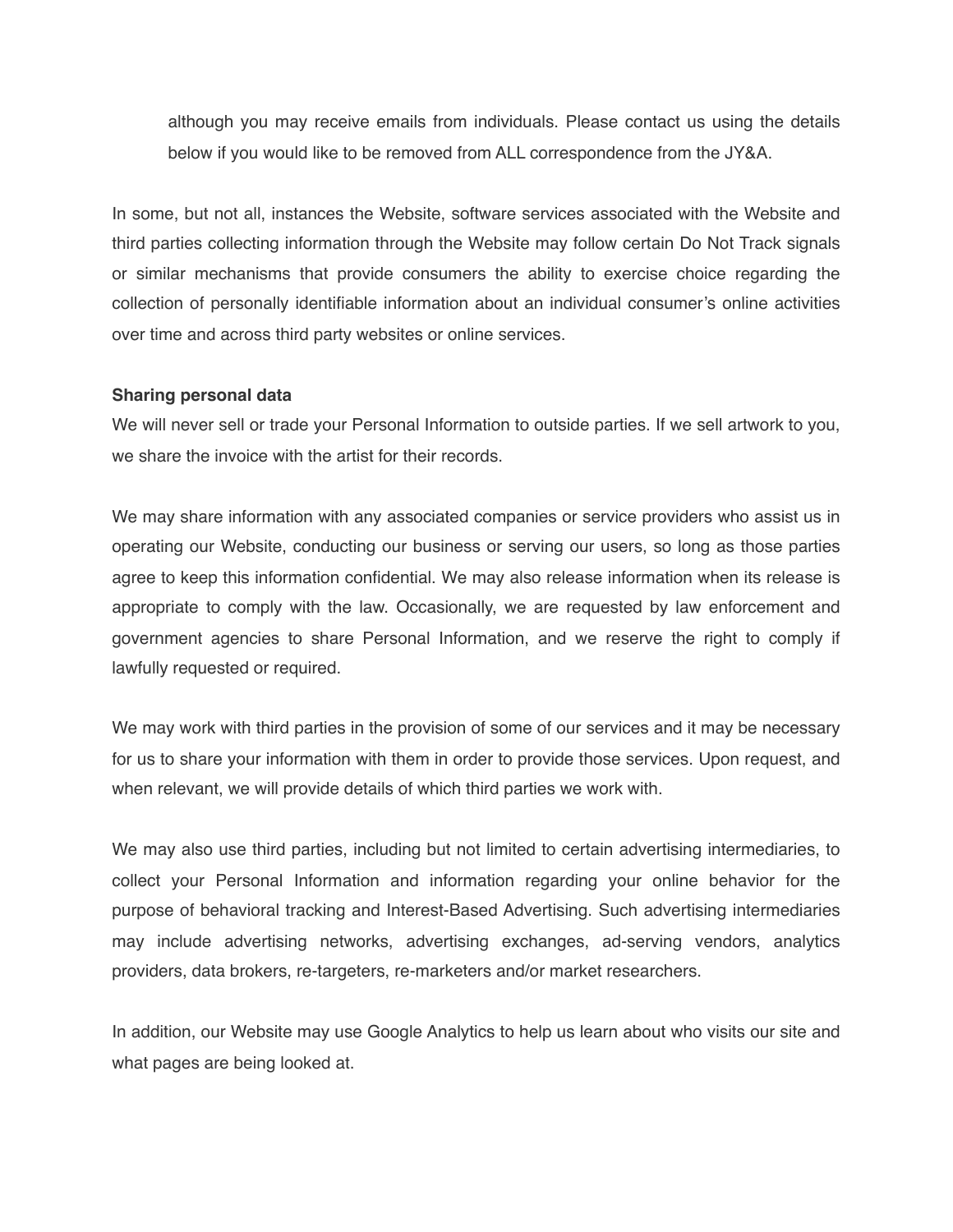although you may receive emails from individuals. Please contact us using the details below if you would like to be removed from ALL correspondence from the JY&A.

In some, but not all, instances the Website, software services associated with the Website and third parties collecting information through the Website may follow certain Do Not Track signals or similar mechanisms that provide consumers the ability to exercise choice regarding the collection of personally identifiable information about an individual consumer's online activities over time and across third party websites or online services.

**Sharing personal data**

We will never sell or trade your Personal Information to outside parties. If we sell artwork to you, we share the invoice with the artist for their records.

We may share information with any associated companies or service providers who assist us in operating our Website, conducting our business or serving our users, so long as those parties agree to keep this information confidential. We may also release information when its release is appropriate to comply with the law. Occasionally, we are requested by law enforcement and government agencies to share Personal Information, and we reserve the right to comply if lawfully requested or required.

We may work with third parties in the provision of some of our services and it may be necessary for us to share your information with them in order to provide those services. Upon request, and when relevant, we will provide details of which third parties we work with.

We may also use third parties, including but not limited to certain advertising intermediaries, to collect your Personal Information and information regarding your online behavior for the purpose of behavioral tracking and Interest-Based Advertising. Such advertising intermediaries may include advertising networks, advertising exchanges, ad-serving vendors, analytics providers, data brokers, re-targeters, re-marketers and/or market researchers.

In addition, our Website may use Google Analytics to help us learn about who visits our site and what pages are being looked at.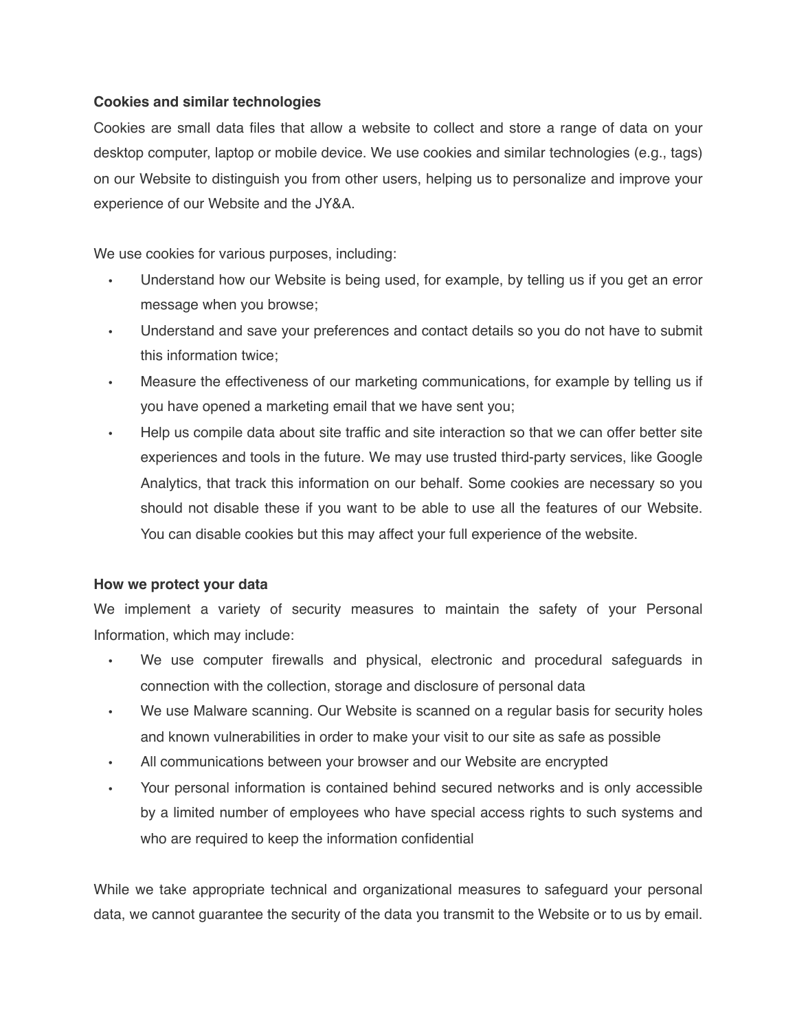**Cookies and similar technologies**

Cookies are small data files that allow a website to collect and store a range of data on your desktop computer, laptop or mobile device. We use cookies and similar technologies (e.g., tags) on our Website to distinguish you from other users, helping us to personalize and improve your experience of our Website and the JY&A.

We use cookies for various purposes, including:

- Understand how our Website is being used, for example, by telling us if you get an error message when you browse;
- Understand and save your preferences and contact details so you do not have to submit this information twice;
- Measure the effectiveness of our marketing communications, for example by telling us if you have opened a marketing email that we have sent you;
- Help us compile data about site traffic and site interaction so that we can offer better site experiences and tools in the future. We may use trusted third-party services, like Google Analytics, that track this information on our behalf. Some cookies are necessary so you should not disable these if you want to be able to use all the features of our Website. You can disable cookies but this may affect your full experience of the website.

**How we protect your data**

We implement a variety of security measures to maintain the safety of your Personal Information, which may include:

- We use computer firewalls and physical, electronic and procedural safeguards in connection with the collection, storage and disclosure of personal data
- We use Malware scanning. Our Website is scanned on a regular basis for security holes and known vulnerabilities in order to make your visit to our site as safe as possible
- All communications between your browser and our Website are encrypted
- Your personal information is contained behind secured networks and is only accessible by a limited number of employees who have special access rights to such systems and who are required to keep the information confidential

While we take appropriate technical and organizational measures to safeguard your personal data, we cannot guarantee the security of the data you transmit to the Website or to us by email.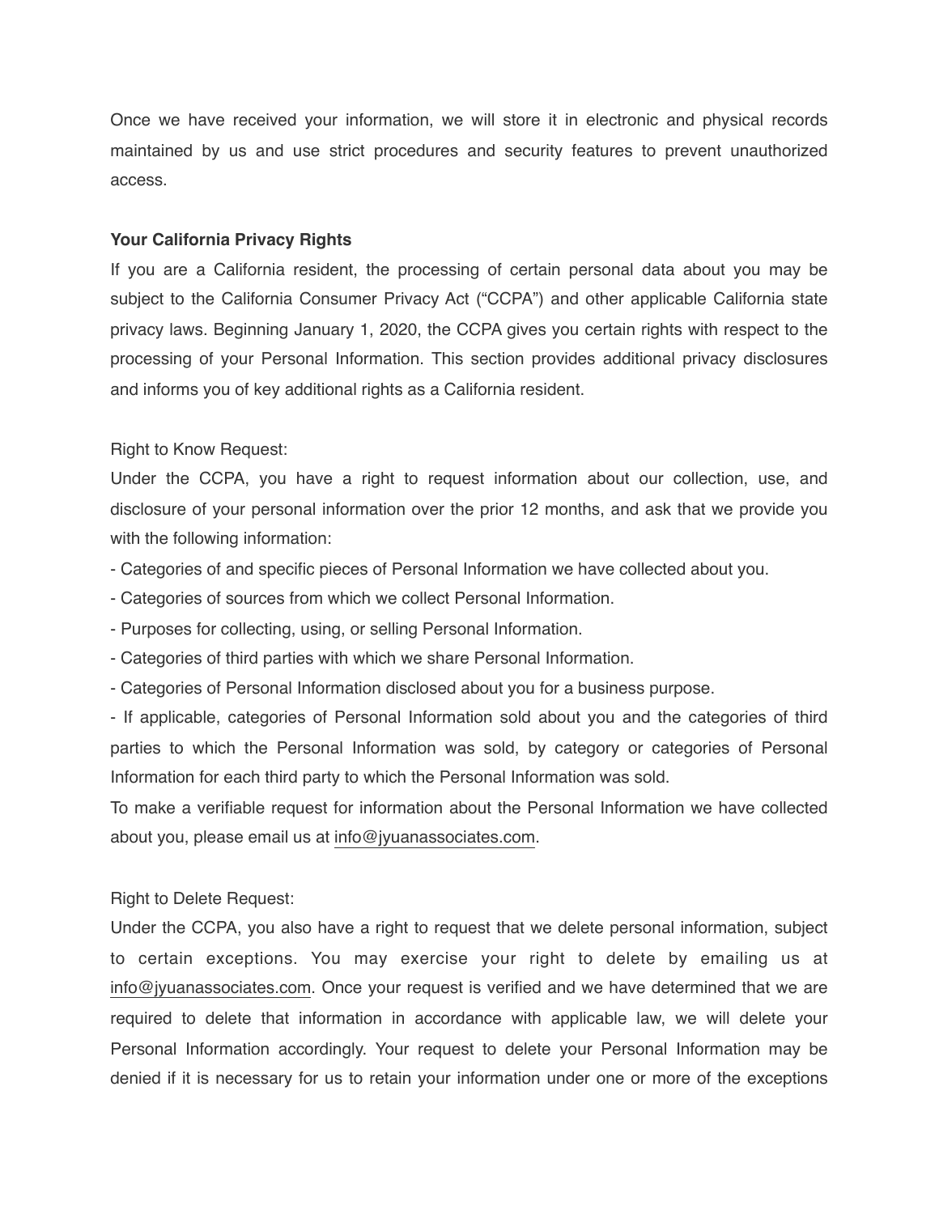Once we have received your information, we will store it in electronic and physical records maintained by us and use strict procedures and security features to prevent unauthorized access.

**Your California Privacy Rights**

If you are a California resident, the processing of certain personal data about you may be subject to the California Consumer Privacy Act ("CCPA") and other applicable California state privacy laws. Beginning January 1, 2020, the CCPA gives you certain rights with respect to the processing of your Personal Information. This section provides additional privacy disclosures and informs you of key additional rights as a California resident.

Right to Know Request:

Under the CCPA, you have a right to request information about our collection, use, and disclosure of your personal information over the prior 12 months, and ask that we provide you with the following information:

- Categories of and specific pieces of Personal Information we have collected about you.
- Categories of sources from which we collect Personal Information.
- Purposes for collecting, using, or selling Personal Information.
- Categories of third parties with which we share Personal Information.
- Categories of Personal Information disclosed about you for a business purpose.
- If applicable, categories of Personal Information sold about you and the categories of third parties to which the Personal Information was sold, by category or categories of Personal Information for each third party to which the Personal Information was sold.

To make a verifiable request for information about the Personal Information we have collected about you, please email us at info@jyuanassociates.com.

Right to Delete Request:

Under the CCPA, you also have a right to request that we delete personal information, subject to certain exceptions. You may exercise your right to delete by emailing us at info@jyuanassociates.com. Once your request is verified and we have determined that we are required to delete that information in accordance with applicable law, we will delete your Personal Information accordingly. Your request to delete your Personal Information may be denied if it is necessary for us to retain your information under one or more of the exceptions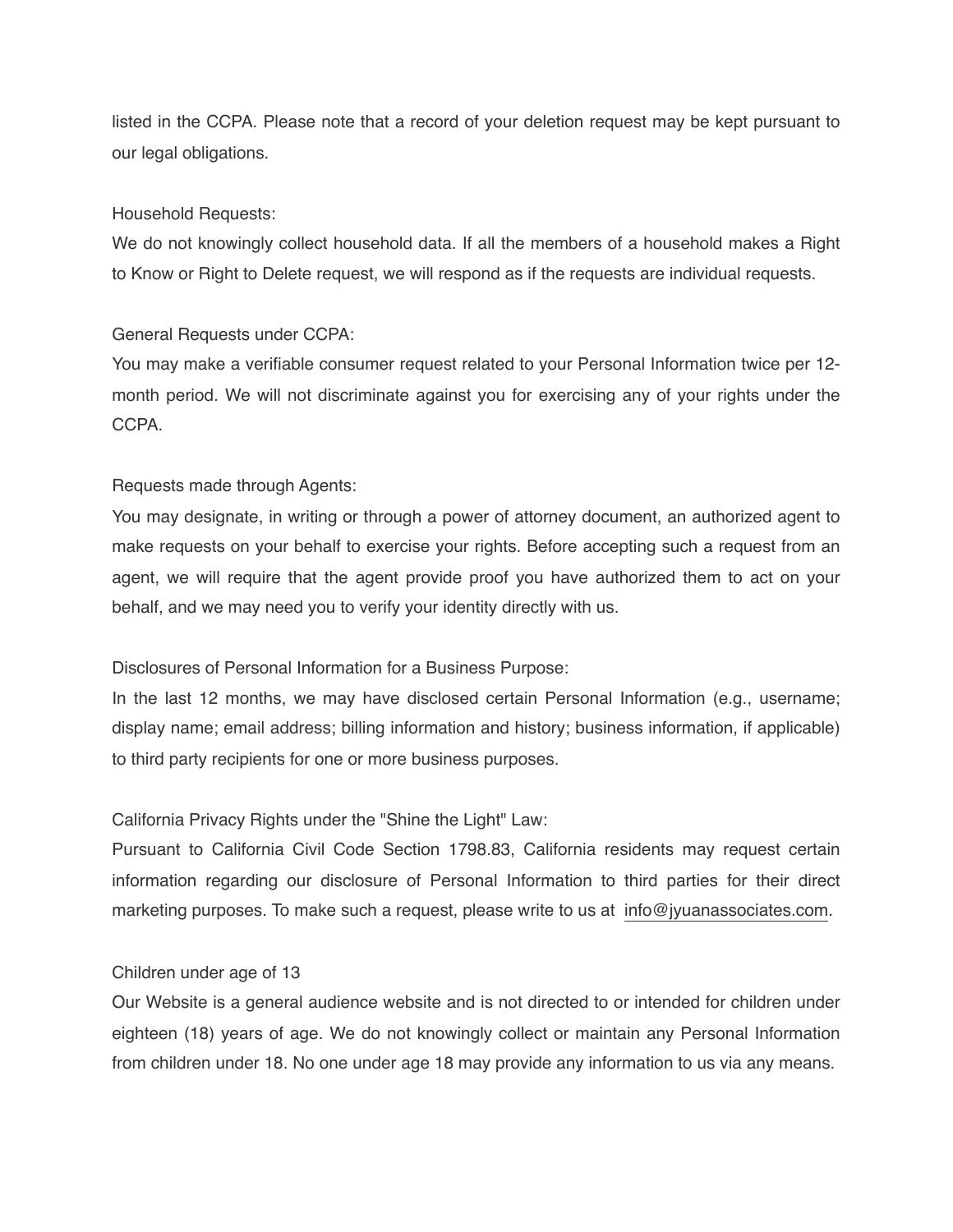listed in the CCPA. Please note that a record of your deletion request may be kept pursuant to our legal obligations.

Household Requests:
We do not knowingly collect household data. If all the members of a household makes a Right to Know or Right to Delete request, we will respond as if the requests are individual requests.

General Requests under CCPA:
You may make a verifiable consumer request related to your Personal Information twice per 12-month period. We will not discriminate against you for exercising any of your rights under the CCPA.

Requests made through Agents:
You may designate, in writing or through a power of attorney document, an authorized agent to make requests on your behalf to exercise your rights. Before accepting such a request from an agent, we will require that the agent provide proof you have authorized them to act on your behalf, and we may need you to verify your identity directly with us.

Disclosures of Personal Information for a Business Purpose:
In the last 12 months, we may have disclosed certain Personal Information (e.g., username; display name; email address; billing information and history; business information, if applicable) to third party recipients for one or more business purposes.

California Privacy Rights under the "Shine the Light" Law:
Pursuant to California Civil Code Section 1798.83, California residents may request certain information regarding our disclosure of Personal Information to third parties for their direct marketing purposes. To make such a request, please write to us at info@jyuanassociates.com.

Children under age of 13
Our Website is a general audience website and is not directed to or intended for children under eighteen (18) years of age. We do not knowingly collect or maintain any Personal Information from children under 18. No one under age 18 may provide any information to us via any means.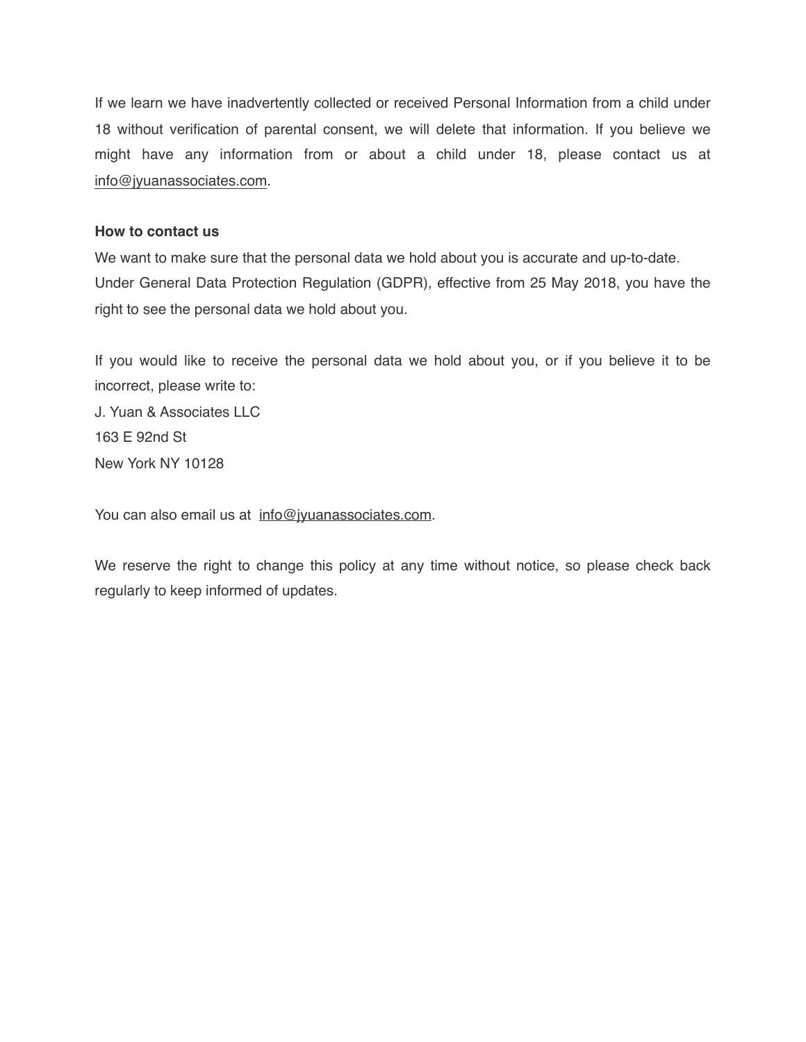If we learn we have inadvertently collected or received Personal Information from a child under 18 without verification of parental consent, we will delete that information. If you believe we might have any information from or about a child under 18, please contact us at info@jyuanassociates.com.

**How to contact us**

We want to make sure that the personal data we hold about you is accurate and up-to-date. Under General Data Protection Regulation (GDPR), effective from 25 May 2018, you have the right to see the personal data we hold about you.

If you would like to receive the personal data we hold about you, or if you believe it to be incorrect, please write to:

J. Yuan & Associates LLC
163 E 92nd St
New York NY 10128

You can also email us at info@jyuanassociates.com.

We reserve the right to change this policy at any time without notice, so please check back regularly to keep informed of updates.